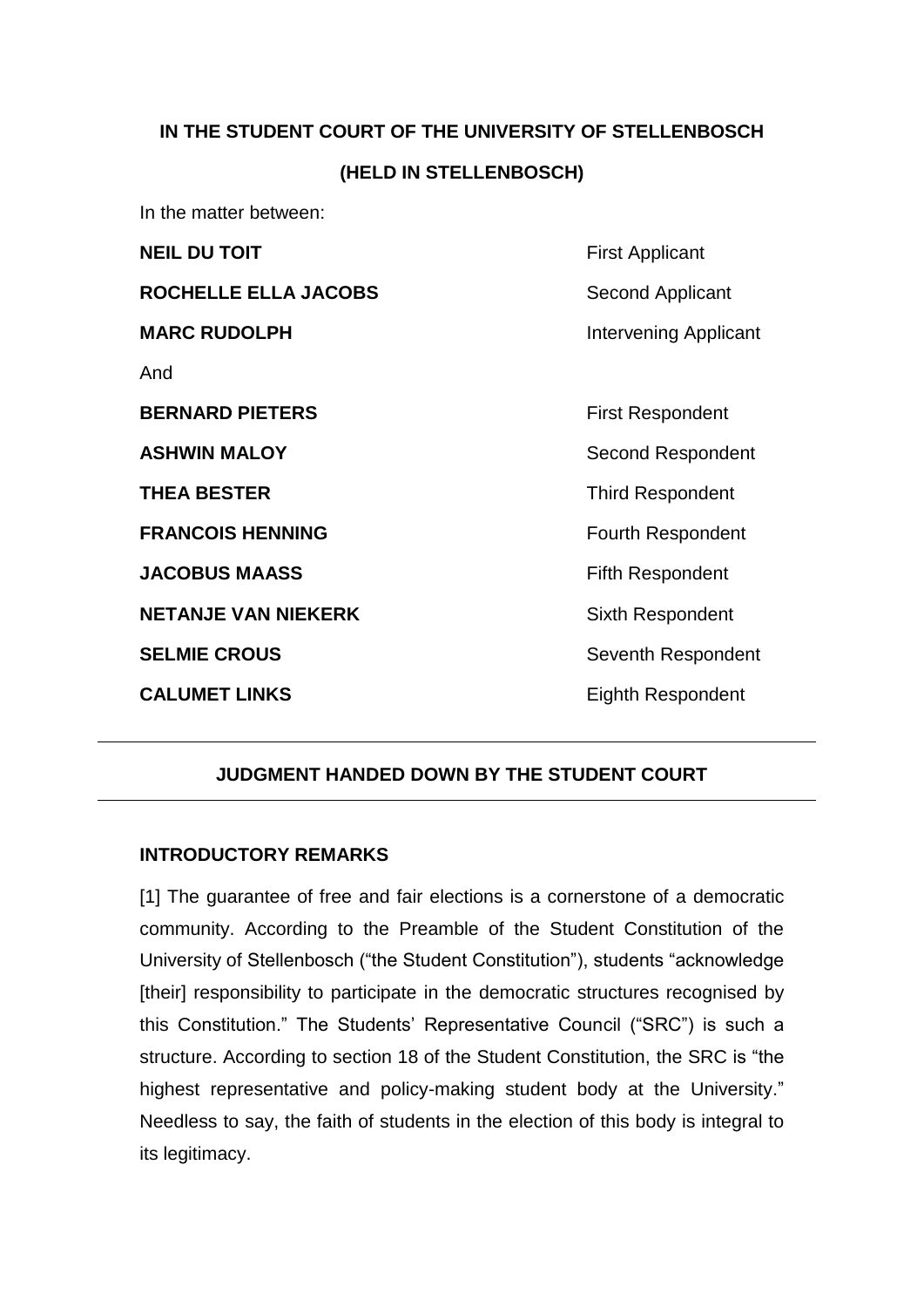**IN THE STUDENT COURT OF THE UNIVERSITY OF STELLENBOSCH**

**(HELD IN STELLENBOSCH)**

In the matter between:

| | |
|---|---|
| **NEIL DU TOIT** | First Applicant |
| **ROCHELLE ELLA JACOBS** | Second Applicant |
| **MARC RUDOLPH** | Intervening Applicant |
| And | |
| **BERNARD PIETERS** | First Respondent |
| **ASHWIN MALOY** | Second Respondent |
| **THEA BESTER** | Third Respondent |
| **FRANCOIS HENNING** | Fourth Respondent |
| **JACOBUS MAASS** | Fifth Respondent |
| **NETANJE VAN NIEKERK** | Sixth Respondent |
| **SELMIE CROUS** | Seventh Respondent |
| **CALUMET LINKS** | Eighth Respondent |

---

**JUDGMENT HANDED DOWN BY THE STUDENT COURT**

---

**INTRODUCTORY REMARKS**

[1] The guarantee of free and fair elections is a cornerstone of a democratic community. According to the Preamble of the Student Constitution of the University of Stellenbosch ("the Student Constitution"), students "acknowledge [their] responsibility to participate in the democratic structures recognised by this Constitution." The Students' Representative Council ("SRC") is such a structure. According to section 18 of the Student Constitution, the SRC is "the highest representative and policy-making student body at the University." Needless to say, the faith of students in the election of this body is integral to its legitimacy.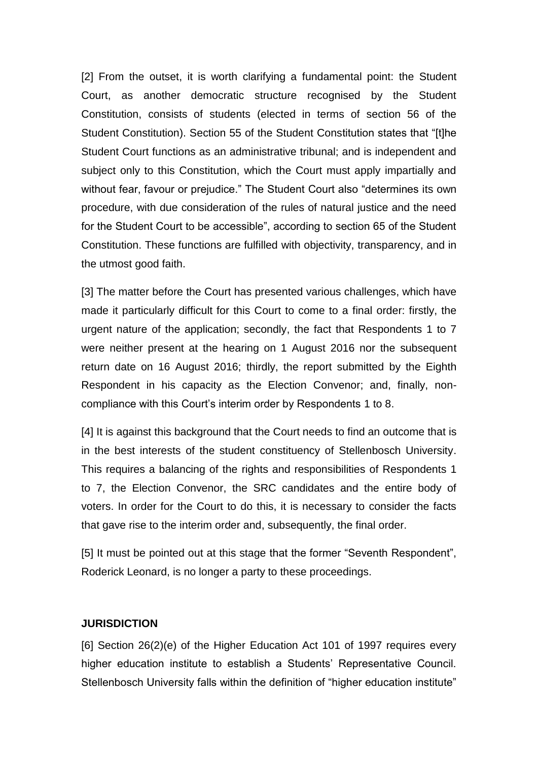[2] From the outset, it is worth clarifying a fundamental point: the Student Court, as another democratic structure recognised by the Student Constitution, consists of students (elected in terms of section 56 of the Student Constitution). Section 55 of the Student Constitution states that "[t]he Student Court functions as an administrative tribunal; and is independent and subject only to this Constitution, which the Court must apply impartially and without fear, favour or prejudice." The Student Court also "determines its own procedure, with due consideration of the rules of natural justice and the need for the Student Court to be accessible", according to section 65 of the Student Constitution. These functions are fulfilled with objectivity, transparency, and in the utmost good faith.

[3] The matter before the Court has presented various challenges, which have made it particularly difficult for this Court to come to a final order: firstly, the urgent nature of the application; secondly, the fact that Respondents 1 to 7 were neither present at the hearing on 1 August 2016 nor the subsequent return date on 16 August 2016; thirdly, the report submitted by the Eighth Respondent in his capacity as the Election Convenor; and, finally, non-compliance with this Court's interim order by Respondents 1 to 8.

[4] It is against this background that the Court needs to find an outcome that is in the best interests of the student constituency of Stellenbosch University. This requires a balancing of the rights and responsibilities of Respondents 1 to 7, the Election Convenor, the SRC candidates and the entire body of voters. In order for the Court to do this, it is necessary to consider the facts that gave rise to the interim order and, subsequently, the final order.

[5] It must be pointed out at this stage that the former "Seventh Respondent", Roderick Leonard, is no longer a party to these proceedings.

**JURISDICTION**

[6] Section 26(2)(e) of the Higher Education Act 101 of 1997 requires every higher education institute to establish a Students' Representative Council. Stellenbosch University falls within the definition of "higher education institute"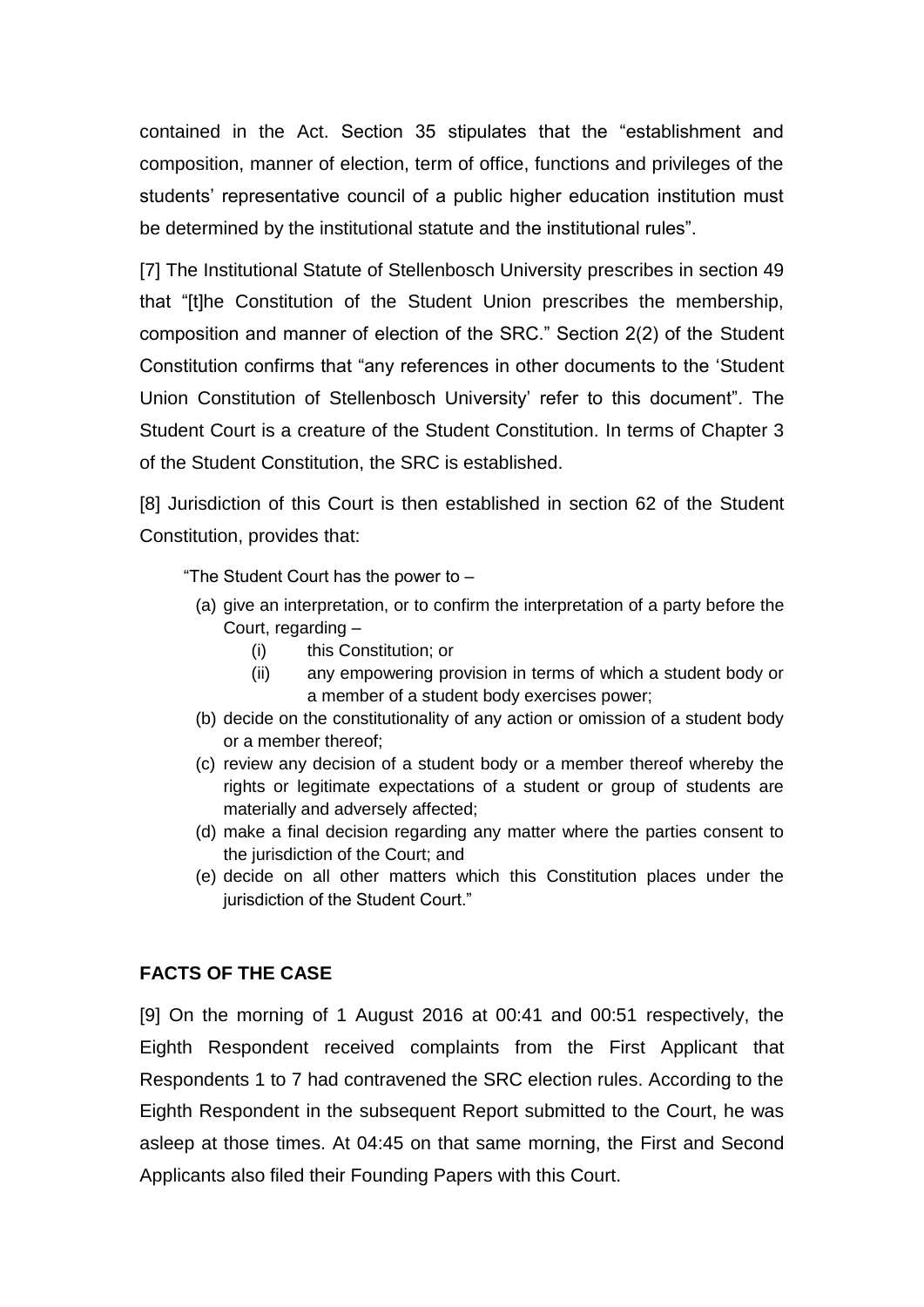contained in the Act. Section 35 stipulates that the "establishment and composition, manner of election, term of office, functions and privileges of the students' representative council of a public higher education institution must be determined by the institutional statute and the institutional rules".

[7] The Institutional Statute of Stellenbosch University prescribes in section 49 that "[t]he Constitution of the Student Union prescribes the membership, composition and manner of election of the SRC." Section 2(2) of the Student Constitution confirms that "any references in other documents to the 'Student Union Constitution of Stellenbosch University' refer to this document". The Student Court is a creature of the Student Constitution. In terms of Chapter 3 of the Student Constitution, the SRC is established.

[8] Jurisdiction of this Court is then established in section 62 of the Student Constitution, provides that:

> "The Student Court has the power to –
>
> (a) give an interpretation, or to confirm the interpretation of a party before the Court, regarding –
>    (i) this Constitution; or
>    (ii) any empowering provision in terms of which a student body or a member of a student body exercises power;
>
> (b) decide on the constitutionality of any action or omission of a student body or a member thereof;
>
> (c) review any decision of a student body or a member thereof whereby the rights or legitimate expectations of a student or group of students are materially and adversely affected;
>
> (d) make a final decision regarding any matter where the parties consent to the jurisdiction of the Court; and
>
> (e) decide on all other matters which this Constitution places under the jurisdiction of the Student Court."

**FACTS OF THE CASE**

[9] On the morning of 1 August 2016 at 00:41 and 00:51 respectively, the Eighth Respondent received complaints from the First Applicant that Respondents 1 to 7 had contravened the SRC election rules. According to the Eighth Respondent in the subsequent Report submitted to the Court, he was asleep at those times. At 04:45 on that same morning, the First and Second Applicants also filed their Founding Papers with this Court.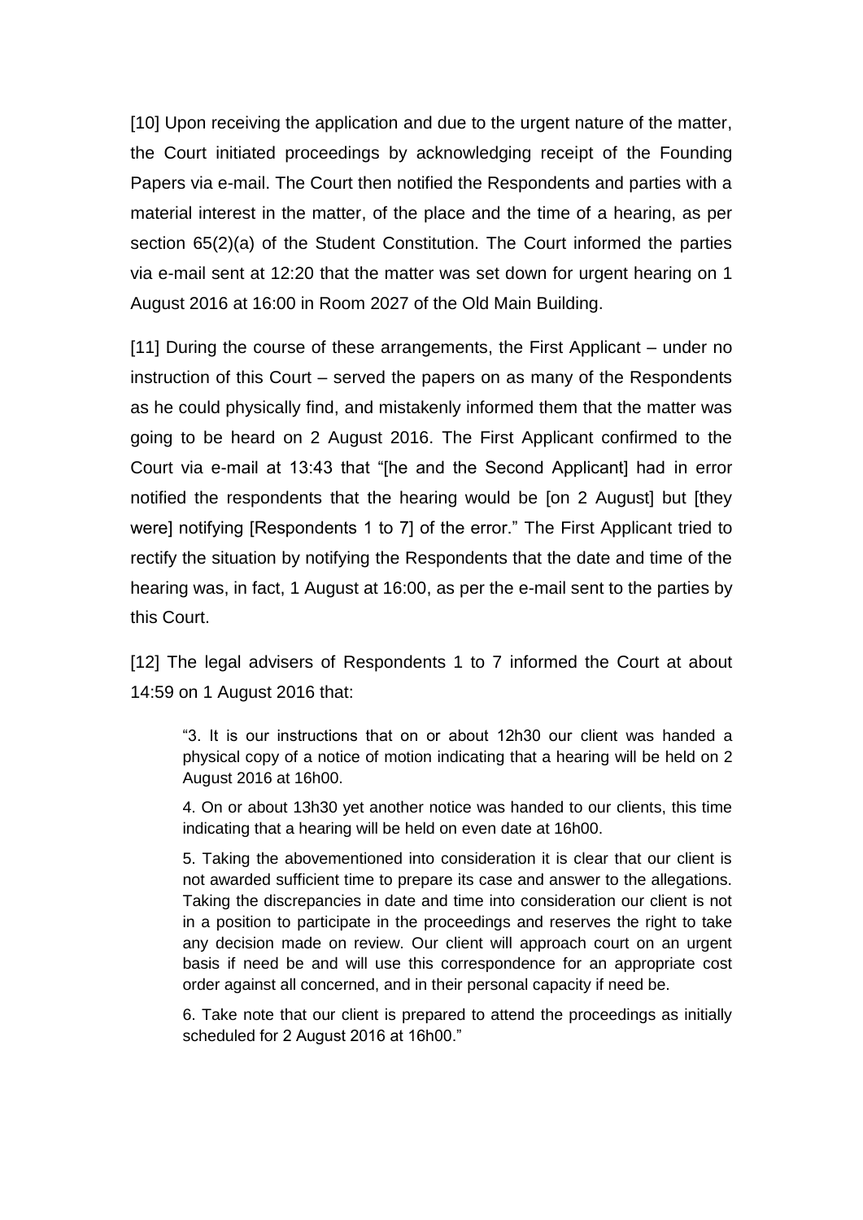[10] Upon receiving the application and due to the urgent nature of the matter, the Court initiated proceedings by acknowledging receipt of the Founding Papers via e-mail. The Court then notified the Respondents and parties with a material interest in the matter, of the place and the time of a hearing, as per section 65(2)(a) of the Student Constitution. The Court informed the parties via e-mail sent at 12:20 that the matter was set down for urgent hearing on 1 August 2016 at 16:00 in Room 2027 of the Old Main Building.

[11] During the course of these arrangements, the First Applicant – under no instruction of this Court – served the papers on as many of the Respondents as he could physically find, and mistakenly informed them that the matter was going to be heard on 2 August 2016. The First Applicant confirmed to the Court via e-mail at 13:43 that "[he and the Second Applicant] had in error notified the respondents that the hearing would be [on 2 August] but [they were] notifying [Respondents 1 to 7] of the error." The First Applicant tried to rectify the situation by notifying the Respondents that the date and time of the hearing was, in fact, 1 August at 16:00, as per the e-mail sent to the parties by this Court.

[12] The legal advisers of Respondents 1 to 7 informed the Court at about 14:59 on 1 August 2016 that:

> "3. It is our instructions that on or about 12h30 our client was handed a physical copy of a notice of motion indicating that a hearing will be held on 2 August 2016 at 16h00.
>
> 4. On or about 13h30 yet another notice was handed to our clients, this time indicating that a hearing will be held on even date at 16h00.
>
> 5. Taking the abovementioned into consideration it is clear that our client is not awarded sufficient time to prepare its case and answer to the allegations. Taking the discrepancies in date and time into consideration our client is not in a position to participate in the proceedings and reserves the right to take any decision made on review. Our client will approach court on an urgent basis if need be and will use this correspondence for an appropriate cost order against all concerned, and in their personal capacity if need be.
>
> 6. Take note that our client is prepared to attend the proceedings as initially scheduled for 2 August 2016 at 16h00."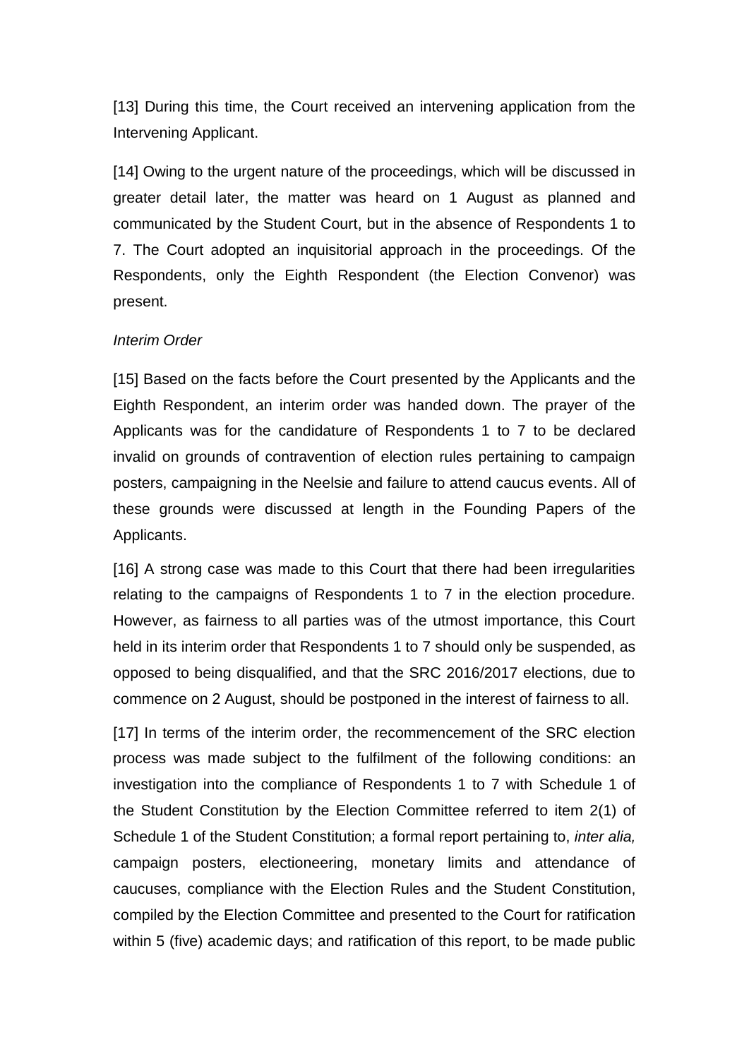[13] During this time, the Court received an intervening application from the Intervening Applicant.

[14] Owing to the urgent nature of the proceedings, which will be discussed in greater detail later, the matter was heard on 1 August as planned and communicated by the Student Court, but in the absence of Respondents 1 to 7. The Court adopted an inquisitorial approach in the proceedings. Of the Respondents, only the Eighth Respondent (the Election Convenor) was present.

*Interim Order*

[15] Based on the facts before the Court presented by the Applicants and the Eighth Respondent, an interim order was handed down. The prayer of the Applicants was for the candidature of Respondents 1 to 7 to be declared invalid on grounds of contravention of election rules pertaining to campaign posters, campaigning in the Neelsie and failure to attend caucus events. All of these grounds were discussed at length in the Founding Papers of the Applicants.

[16] A strong case was made to this Court that there had been irregularities relating to the campaigns of Respondents 1 to 7 in the election procedure. However, as fairness to all parties was of the utmost importance, this Court held in its interim order that Respondents 1 to 7 should only be suspended, as opposed to being disqualified, and that the SRC 2016/2017 elections, due to commence on 2 August, should be postponed in the interest of fairness to all.

[17] In terms of the interim order, the recommencement of the SRC election process was made subject to the fulfilment of the following conditions: an investigation into the compliance of Respondents 1 to 7 with Schedule 1 of the Student Constitution by the Election Committee referred to item 2(1) of Schedule 1 of the Student Constitution; a formal report pertaining to, *inter alia,* campaign posters, electioneering, monetary limits and attendance of caucuses, compliance with the Election Rules and the Student Constitution, compiled by the Election Committee and presented to the Court for ratification within 5 (five) academic days; and ratification of this report, to be made public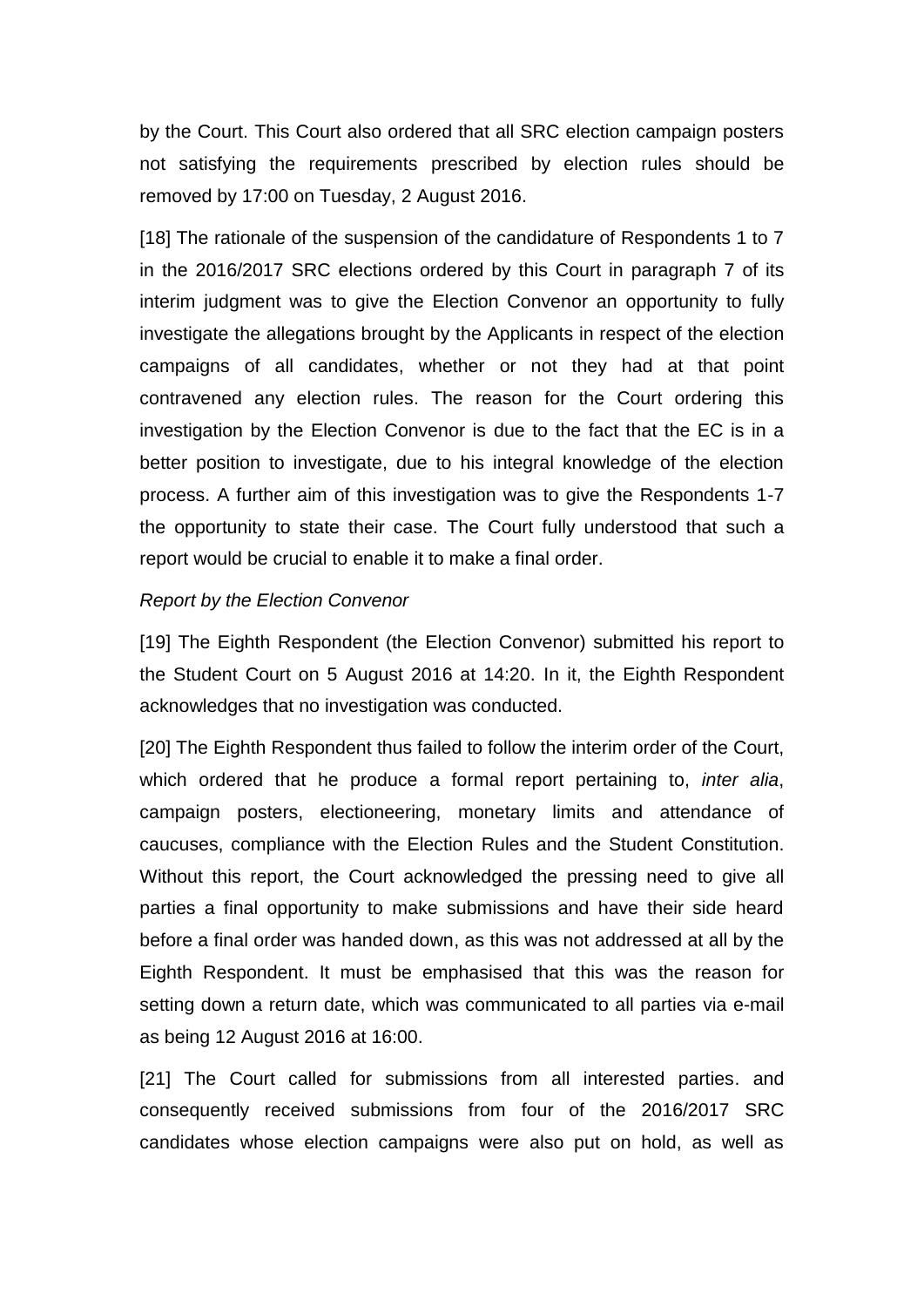by the Court. This Court also ordered that all SRC election campaign posters not satisfying the requirements prescribed by election rules should be removed by 17:00 on Tuesday, 2 August 2016.

[18] The rationale of the suspension of the candidature of Respondents 1 to 7 in the 2016/2017 SRC elections ordered by this Court in paragraph 7 of its interim judgment was to give the Election Convenor an opportunity to fully investigate the allegations brought by the Applicants in respect of the election campaigns of all candidates, whether or not they had at that point contravened any election rules. The reason for the Court ordering this investigation by the Election Convenor is due to the fact that the EC is in a better position to investigate, due to his integral knowledge of the election process. A further aim of this investigation was to give the Respondents 1-7 the opportunity to state their case. The Court fully understood that such a report would be crucial to enable it to make a final order.

*Report by the Election Convenor*

[19] The Eighth Respondent (the Election Convenor) submitted his report to the Student Court on 5 August 2016 at 14:20. In it, the Eighth Respondent acknowledges that no investigation was conducted.

[20] The Eighth Respondent thus failed to follow the interim order of the Court, which ordered that he produce a formal report pertaining to, *inter alia*, campaign posters, electioneering, monetary limits and attendance of caucuses, compliance with the Election Rules and the Student Constitution. Without this report, the Court acknowledged the pressing need to give all parties a final opportunity to make submissions and have their side heard before a final order was handed down, as this was not addressed at all by the Eighth Respondent. It must be emphasised that this was the reason for setting down a return date, which was communicated to all parties via e-mail as being 12 August 2016 at 16:00.

[21] The Court called for submissions from all interested parties. and consequently received submissions from four of the 2016/2017 SRC candidates whose election campaigns were also put on hold, as well as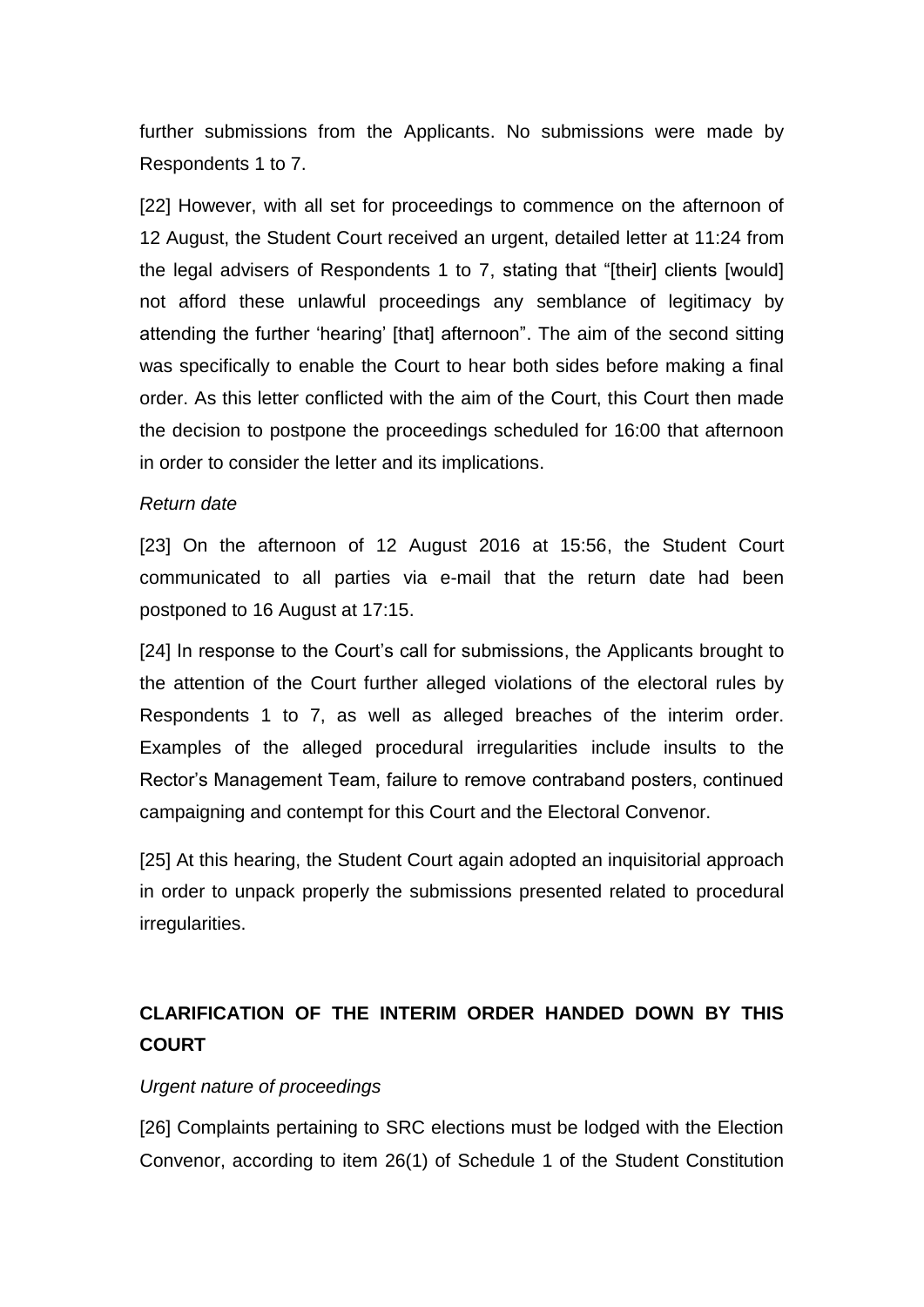further submissions from the Applicants. No submissions were made by Respondents 1 to 7.

[22] However, with all set for proceedings to commence on the afternoon of 12 August, the Student Court received an urgent, detailed letter at 11:24 from the legal advisers of Respondents 1 to 7, stating that "[their] clients [would] not afford these unlawful proceedings any semblance of legitimacy by attending the further 'hearing' [that] afternoon". The aim of the second sitting was specifically to enable the Court to hear both sides before making a final order. As this letter conflicted with the aim of the Court, this Court then made the decision to postpone the proceedings scheduled for 16:00 that afternoon in order to consider the letter and its implications.

*Return date*

[23] On the afternoon of 12 August 2016 at 15:56, the Student Court communicated to all parties via e-mail that the return date had been postponed to 16 August at 17:15.

[24] In response to the Court's call for submissions, the Applicants brought to the attention of the Court further alleged violations of the electoral rules by Respondents 1 to 7, as well as alleged breaches of the interim order. Examples of the alleged procedural irregularities include insults to the Rector's Management Team, failure to remove contraband posters, continued campaigning and contempt for this Court and the Electoral Convenor.

[25] At this hearing, the Student Court again adopted an inquisitorial approach in order to unpack properly the submissions presented related to procedural irregularities.

## CLARIFICATION OF THE INTERIM ORDER HANDED DOWN BY THIS COURT

*Urgent nature of proceedings*

[26] Complaints pertaining to SRC elections must be lodged with the Election Convenor, according to item 26(1) of Schedule 1 of the Student Constitution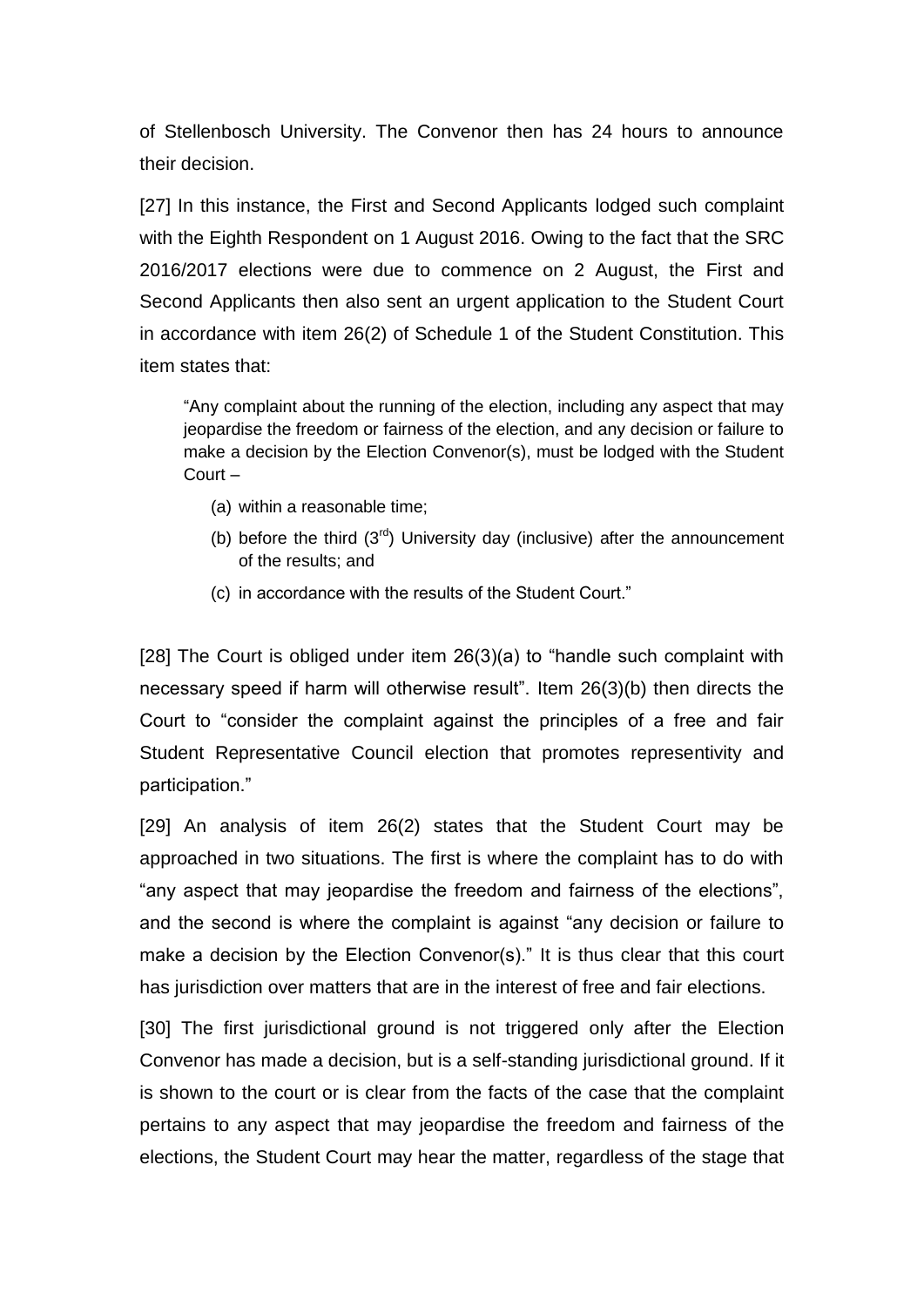of Stellenbosch University. The Convenor then has 24 hours to announce their decision.

[27] In this instance, the First and Second Applicants lodged such complaint with the Eighth Respondent on 1 August 2016. Owing to the fact that the SRC 2016/2017 elections were due to commence on 2 August, the First and Second Applicants then also sent an urgent application to the Student Court in accordance with item 26(2) of Schedule 1 of the Student Constitution. This item states that:

> "Any complaint about the running of the election, including any aspect that may jeopardise the freedom or fairness of the election, and any decision or failure to make a decision by the Election Convenor(s), must be lodged with the Student Court –
>
> (a) within a reasonable time;
>
> (b) before the third (3rd) University day (inclusive) after the announcement of the results; and
>
> (c) in accordance with the results of the Student Court."

[28] The Court is obliged under item 26(3)(a) to "handle such complaint with necessary speed if harm will otherwise result". Item 26(3)(b) then directs the Court to "consider the complaint against the principles of a free and fair Student Representative Council election that promotes representivity and participation."

[29] An analysis of item 26(2) states that the Student Court may be approached in two situations. The first is where the complaint has to do with "any aspect that may jeopardise the freedom and fairness of the elections", and the second is where the complaint is against "any decision or failure to make a decision by the Election Convenor(s)." It is thus clear that this court has jurisdiction over matters that are in the interest of free and fair elections.

[30] The first jurisdictional ground is not triggered only after the Election Convenor has made a decision, but is a self-standing jurisdictional ground. If it is shown to the court or is clear from the facts of the case that the complaint pertains to any aspect that may jeopardise the freedom and fairness of the elections, the Student Court may hear the matter, regardless of the stage that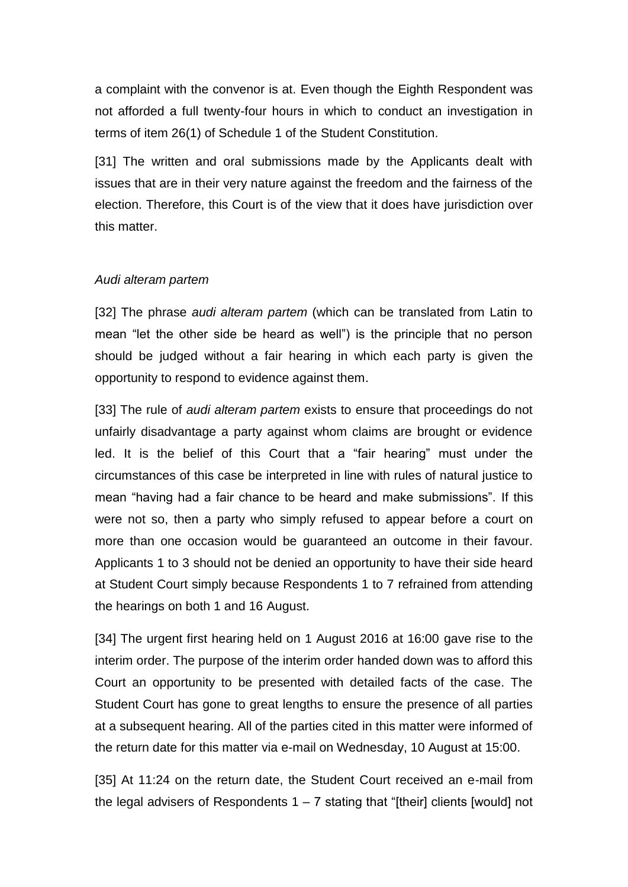a complaint with the convenor is at. Even though the Eighth Respondent was not afforded a full twenty-four hours in which to conduct an investigation in terms of item 26(1) of Schedule 1 of the Student Constitution.

[31] The written and oral submissions made by the Applicants dealt with issues that are in their very nature against the freedom and the fairness of the election. Therefore, this Court is of the view that it does have jurisdiction over this matter.

*Audi alteram partem*

[32] The phrase *audi alteram partem* (which can be translated from Latin to mean "let the other side be heard as well") is the principle that no person should be judged without a fair hearing in which each party is given the opportunity to respond to evidence against them.

[33] The rule of *audi alteram partem* exists to ensure that proceedings do not unfairly disadvantage a party against whom claims are brought or evidence led. It is the belief of this Court that a "fair hearing" must under the circumstances of this case be interpreted in line with rules of natural justice to mean "having had a fair chance to be heard and make submissions". If this were not so, then a party who simply refused to appear before a court on more than one occasion would be guaranteed an outcome in their favour. Applicants 1 to 3 should not be denied an opportunity to have their side heard at Student Court simply because Respondents 1 to 7 refrained from attending the hearings on both 1 and 16 August.

[34] The urgent first hearing held on 1 August 2016 at 16:00 gave rise to the interim order. The purpose of the interim order handed down was to afford this Court an opportunity to be presented with detailed facts of the case. The Student Court has gone to great lengths to ensure the presence of all parties at a subsequent hearing. All of the parties cited in this matter were informed of the return date for this matter via e-mail on Wednesday, 10 August at 15:00.

[35] At 11:24 on the return date, the Student Court received an e-mail from the legal advisers of Respondents 1 – 7 stating that "[their] clients [would] not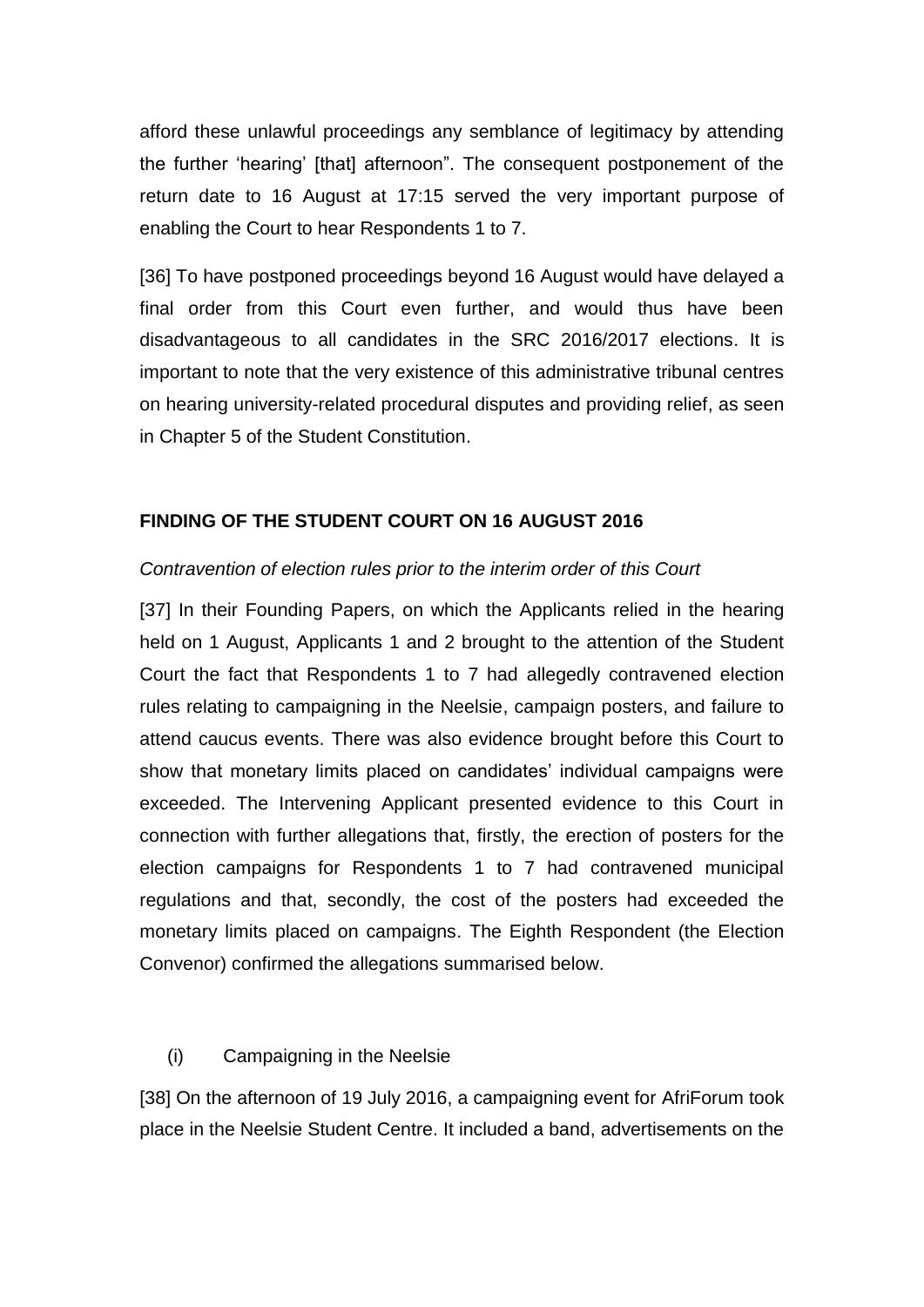afford these unlawful proceedings any semblance of legitimacy by attending the further 'hearing' [that] afternoon". The consequent postponement of the return date to 16 August at 17:15 served the very important purpose of enabling the Court to hear Respondents 1 to 7.

[36] To have postponed proceedings beyond 16 August would have delayed a final order from this Court even further, and would thus have been disadvantageous to all candidates in the SRC 2016/2017 elections. It is important to note that the very existence of this administrative tribunal centres on hearing university-related procedural disputes and providing relief, as seen in Chapter 5 of the Student Constitution.

## FINDING OF THE STUDENT COURT ON 16 AUGUST 2016

*Contravention of election rules prior to the interim order of this Court*

[37] In their Founding Papers, on which the Applicants relied in the hearing held on 1 August, Applicants 1 and 2 brought to the attention of the Student Court the fact that Respondents 1 to 7 had allegedly contravened election rules relating to campaigning in the Neelsie, campaign posters, and failure to attend caucus events. There was also evidence brought before this Court to show that monetary limits placed on candidates' individual campaigns were exceeded. The Intervening Applicant presented evidence to this Court in connection with further allegations that, firstly, the erection of posters for the election campaigns for Respondents 1 to 7 had contravened municipal regulations and that, secondly, the cost of the posters had exceeded the monetary limits placed on campaigns. The Eighth Respondent (the Election Convenor) confirmed the allegations summarised below.

(i) Campaigning in the Neelsie

[38] On the afternoon of 19 July 2016, a campaigning event for AfriForum took place in the Neelsie Student Centre. It included a band, advertisements on the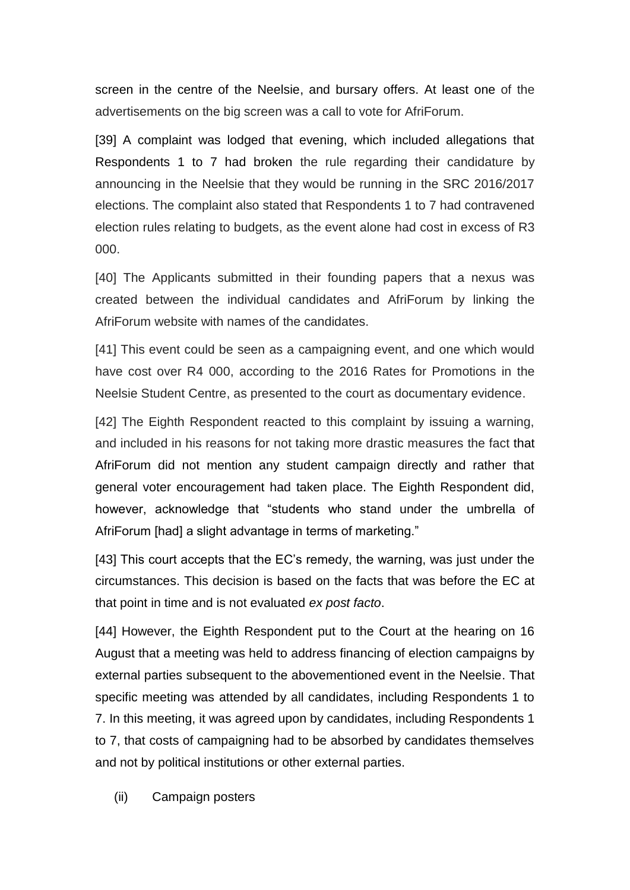screen in the centre of the Neelsie, and bursary offers. At least one of the advertisements on the big screen was a call to vote for AfriForum.

[39] A complaint was lodged that evening, which included allegations that Respondents 1 to 7 had broken the rule regarding their candidature by announcing in the Neelsie that they would be running in the SRC 2016/2017 elections. The complaint also stated that Respondents 1 to 7 had contravened election rules relating to budgets, as the event alone had cost in excess of R3 000.

[40] The Applicants submitted in their founding papers that a nexus was created between the individual candidates and AfriForum by linking the AfriForum website with names of the candidates.

[41] This event could be seen as a campaigning event, and one which would have cost over R4 000, according to the 2016 Rates for Promotions in the Neelsie Student Centre, as presented to the court as documentary evidence.

[42] The Eighth Respondent reacted to this complaint by issuing a warning, and included in his reasons for not taking more drastic measures the fact that AfriForum did not mention any student campaign directly and rather that general voter encouragement had taken place. The Eighth Respondent did, however, acknowledge that "students who stand under the umbrella of AfriForum [had] a slight advantage in terms of marketing."

[43] This court accepts that the EC's remedy, the warning, was just under the circumstances. This decision is based on the facts that was before the EC at that point in time and is not evaluated *ex post facto*.

[44] However, the Eighth Respondent put to the Court at the hearing on 16 August that a meeting was held to address financing of election campaigns by external parties subsequent to the abovementioned event in the Neelsie. That specific meeting was attended by all candidates, including Respondents 1 to 7. In this meeting, it was agreed upon by candidates, including Respondents 1 to 7, that costs of campaigning had to be absorbed by candidates themselves and not by political institutions or other external parties.

(ii) Campaign posters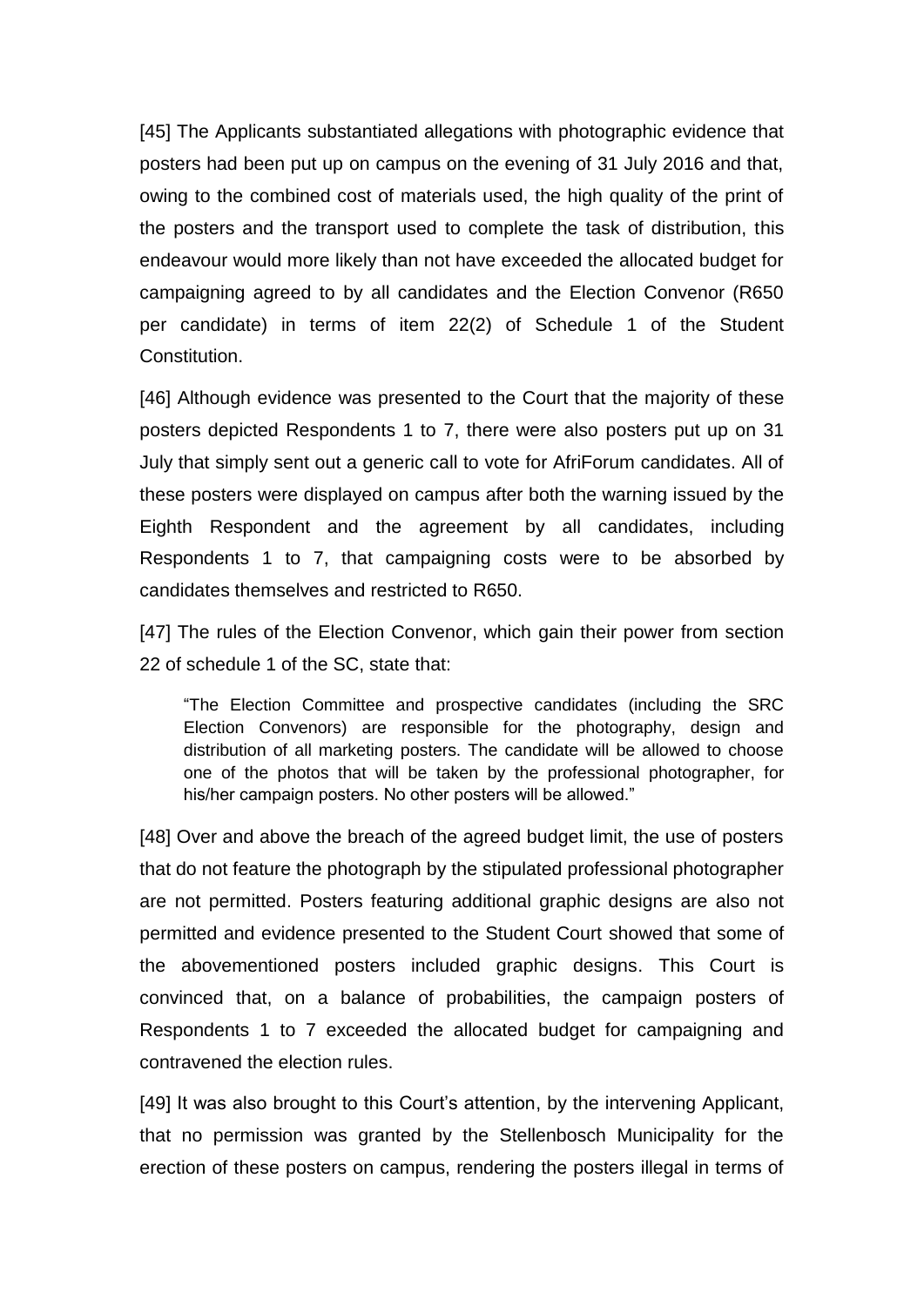[45] The Applicants substantiated allegations with photographic evidence that posters had been put up on campus on the evening of 31 July 2016 and that, owing to the combined cost of materials used, the high quality of the print of the posters and the transport used to complete the task of distribution, this endeavour would more likely than not have exceeded the allocated budget for campaigning agreed to by all candidates and the Election Convenor (R650 per candidate) in terms of item 22(2) of Schedule 1 of the Student Constitution.

[46] Although evidence was presented to the Court that the majority of these posters depicted Respondents 1 to 7, there were also posters put up on 31 July that simply sent out a generic call to vote for AfriForum candidates. All of these posters were displayed on campus after both the warning issued by the Eighth Respondent and the agreement by all candidates, including Respondents 1 to 7, that campaigning costs were to be absorbed by candidates themselves and restricted to R650.

[47] The rules of the Election Convenor, which gain their power from section 22 of schedule 1 of the SC, state that:

> "The Election Committee and prospective candidates (including the SRC Election Convenors) are responsible for the photography, design and distribution of all marketing posters. The candidate will be allowed to choose one of the photos that will be taken by the professional photographer, for his/her campaign posters. No other posters will be allowed."

[48] Over and above the breach of the agreed budget limit, the use of posters that do not feature the photograph by the stipulated professional photographer are not permitted. Posters featuring additional graphic designs are also not permitted and evidence presented to the Student Court showed that some of the abovementioned posters included graphic designs. This Court is convinced that, on a balance of probabilities, the campaign posters of Respondents 1 to 7 exceeded the allocated budget for campaigning and contravened the election rules.

[49] It was also brought to this Court's attention, by the intervening Applicant, that no permission was granted by the Stellenbosch Municipality for the erection of these posters on campus, rendering the posters illegal in terms of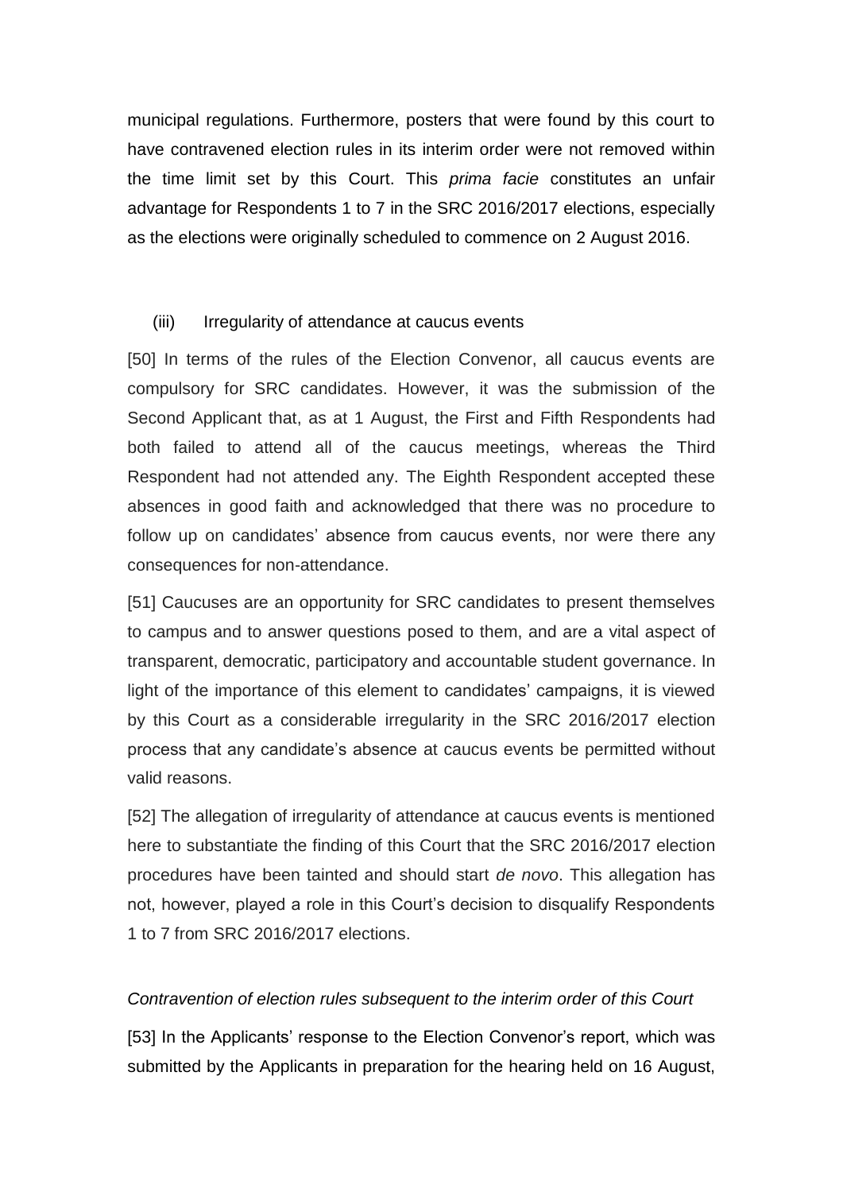municipal regulations. Furthermore, posters that were found by this court to have contravened election rules in its interim order were not removed within the time limit set by this Court. This *prima facie* constitutes an unfair advantage for Respondents 1 to 7 in the SRC 2016/2017 elections, especially as the elections were originally scheduled to commence on 2 August 2016.

(iii) Irregularity of attendance at caucus events

[50] In terms of the rules of the Election Convenor, all caucus events are compulsory for SRC candidates. However, it was the submission of the Second Applicant that, as at 1 August, the First and Fifth Respondents had both failed to attend all of the caucus meetings, whereas the Third Respondent had not attended any. The Eighth Respondent accepted these absences in good faith and acknowledged that there was no procedure to follow up on candidates' absence from caucus events, nor were there any consequences for non-attendance.

[51] Caucuses are an opportunity for SRC candidates to present themselves to campus and to answer questions posed to them, and are a vital aspect of transparent, democratic, participatory and accountable student governance. In light of the importance of this element to candidates' campaigns, it is viewed by this Court as a considerable irregularity in the SRC 2016/2017 election process that any candidate's absence at caucus events be permitted without valid reasons.

[52] The allegation of irregularity of attendance at caucus events is mentioned here to substantiate the finding of this Court that the SRC 2016/2017 election procedures have been tainted and should start *de novo*. This allegation has not, however, played a role in this Court's decision to disqualify Respondents 1 to 7 from SRC 2016/2017 elections.

*Contravention of election rules subsequent to the interim order of this Court*

[53] In the Applicants' response to the Election Convenor's report, which was submitted by the Applicants in preparation for the hearing held on 16 August,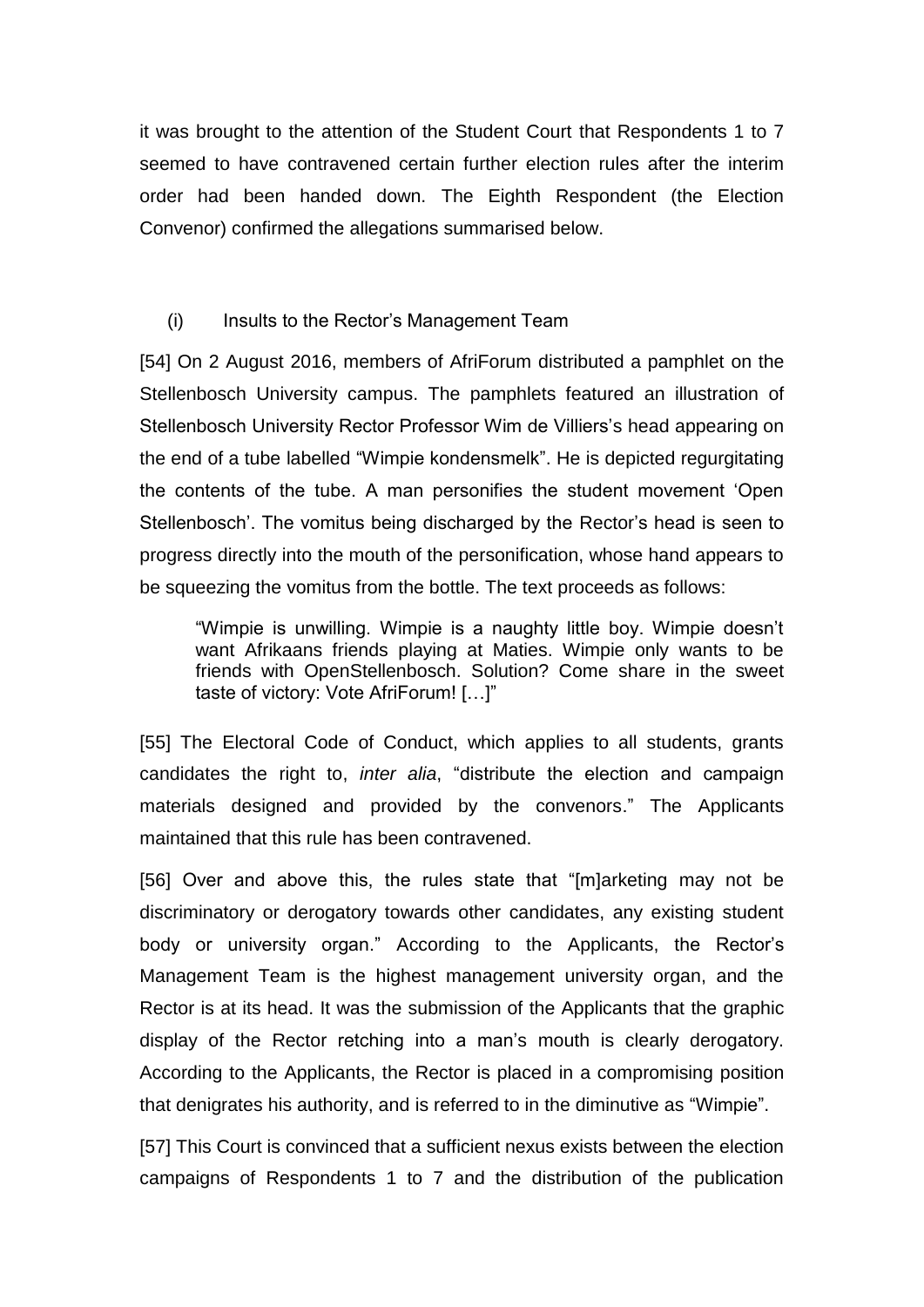it was brought to the attention of the Student Court that Respondents 1 to 7 seemed to have contravened certain further election rules after the interim order had been handed down. The Eighth Respondent (the Election Convenor) confirmed the allegations summarised below.

(i) Insults to the Rector's Management Team

[54] On 2 August 2016, members of AfriForum distributed a pamphlet on the Stellenbosch University campus. The pamphlets featured an illustration of Stellenbosch University Rector Professor Wim de Villiers's head appearing on the end of a tube labelled "Wimpie kondensmelk". He is depicted regurgitating the contents of the tube. A man personifies the student movement 'Open Stellenbosch'. The vomitus being discharged by the Rector's head is seen to progress directly into the mouth of the personification, whose hand appears to be squeezing the vomitus from the bottle. The text proceeds as follows:

> "Wimpie is unwilling. Wimpie is a naughty little boy. Wimpie doesn't want Afrikaans friends playing at Maties. Wimpie only wants to be friends with OpenStellenbosch. Solution? Come share in the sweet taste of victory: Vote AfriForum! […]"

[55] The Electoral Code of Conduct, which applies to all students, grants candidates the right to, *inter alia*, "distribute the election and campaign materials designed and provided by the convenors." The Applicants maintained that this rule has been contravened.

[56] Over and above this, the rules state that "[m]arketing may not be discriminatory or derogatory towards other candidates, any existing student body or university organ." According to the Applicants, the Rector's Management Team is the highest management university organ, and the Rector is at its head. It was the submission of the Applicants that the graphic display of the Rector retching into a man's mouth is clearly derogatory. According to the Applicants, the Rector is placed in a compromising position that denigrates his authority, and is referred to in the diminutive as "Wimpie".

[57] This Court is convinced that a sufficient nexus exists between the election campaigns of Respondents 1 to 7 and the distribution of the publication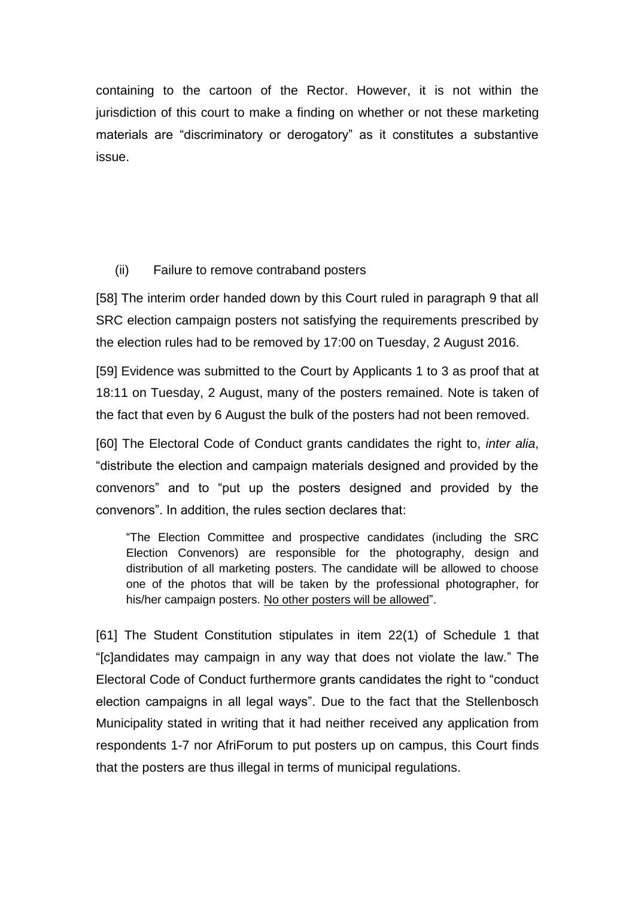containing to the cartoon of the Rector. However, it is not within the jurisdiction of this court to make a finding on whether or not these marketing materials are "discriminatory or derogatory" as it constitutes a substantive issue.

(ii) Failure to remove contraband posters

[58] The interim order handed down by this Court ruled in paragraph 9 that all SRC election campaign posters not satisfying the requirements prescribed by the election rules had to be removed by 17:00 on Tuesday, 2 August 2016.

[59] Evidence was submitted to the Court by Applicants 1 to 3 as proof that at 18:11 on Tuesday, 2 August, many of the posters remained. Note is taken of the fact that even by 6 August the bulk of the posters had not been removed.

[60] The Electoral Code of Conduct grants candidates the right to, *inter alia*, "distribute the election and campaign materials designed and provided by the convenors" and to "put up the posters designed and provided by the convenors". In addition, the rules section declares that:

> "The Election Committee and prospective candidates (including the SRC Election Convenors) are responsible for the photography, design and distribution of all marketing posters. The candidate will be allowed to choose one of the photos that will be taken by the professional photographer, for his/her campaign posters. <u>No other posters will be allowed</u>".

[61] The Student Constitution stipulates in item 22(1) of Schedule 1 that "[c]andidates may campaign in any way that does not violate the law." The Electoral Code of Conduct furthermore grants candidates the right to "conduct election campaigns in all legal ways". Due to the fact that the Stellenbosch Municipality stated in writing that it had neither received any application from respondents 1-7 nor AfriForum to put posters up on campus, this Court finds that the posters are thus illegal in terms of municipal regulations.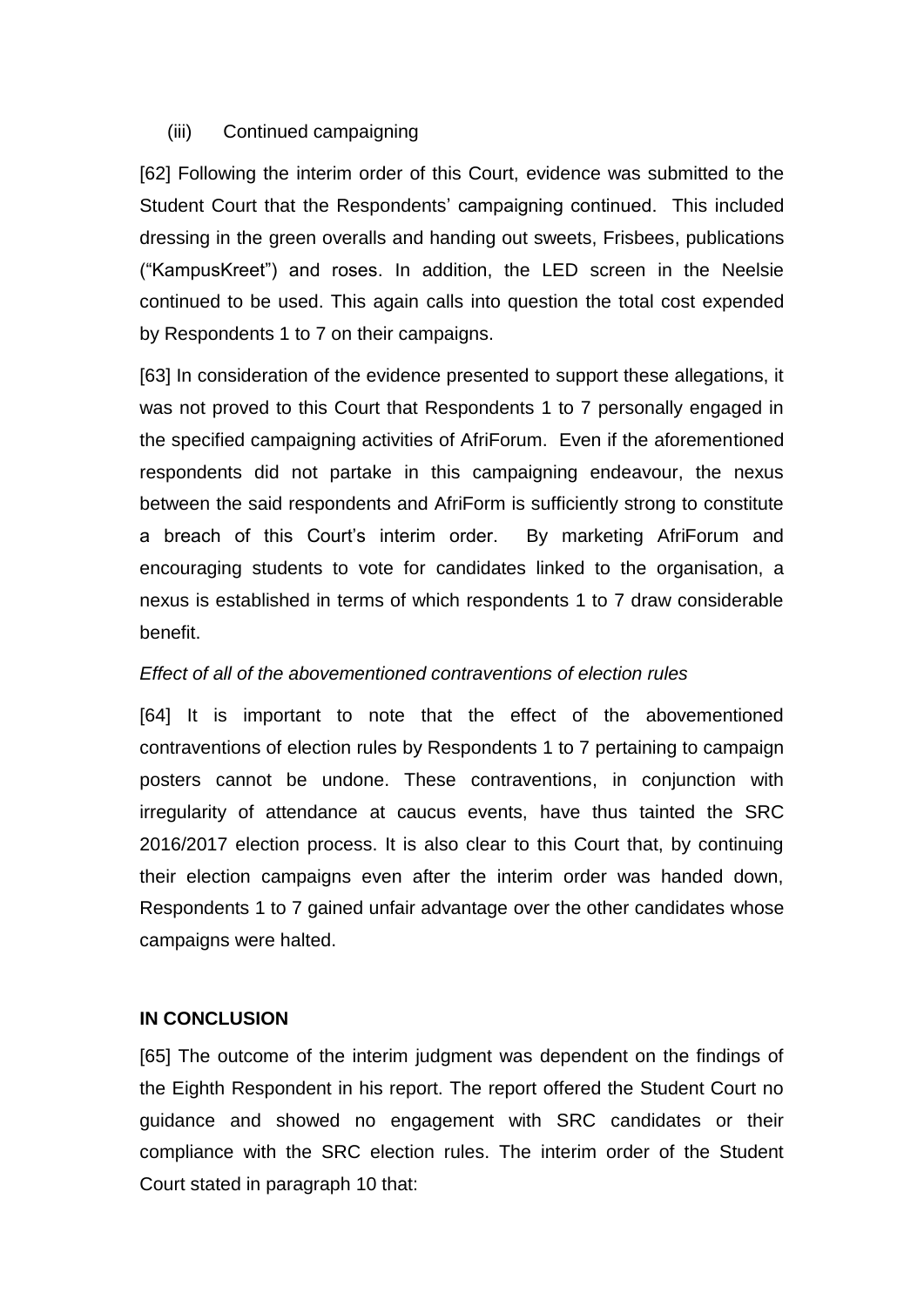(iii) Continued campaigning

[62] Following the interim order of this Court, evidence was submitted to the Student Court that the Respondents' campaigning continued. This included dressing in the green overalls and handing out sweets, Frisbees, publications ("KampusKreet") and roses. In addition, the LED screen in the Neelsie continued to be used. This again calls into question the total cost expended by Respondents 1 to 7 on their campaigns.

[63] In consideration of the evidence presented to support these allegations, it was not proved to this Court that Respondents 1 to 7 personally engaged in the specified campaigning activities of AfriForum. Even if the aforementioned respondents did not partake in this campaigning endeavour, the nexus between the said respondents and AfriForm is sufficiently strong to constitute a breach of this Court's interim order. By marketing AfriForum and encouraging students to vote for candidates linked to the organisation, a nexus is established in terms of which respondents 1 to 7 draw considerable benefit.

*Effect of all of the abovementioned contraventions of election rules*

[64] It is important to note that the effect of the abovementioned contraventions of election rules by Respondents 1 to 7 pertaining to campaign posters cannot be undone. These contraventions, in conjunction with irregularity of attendance at caucus events, have thus tainted the SRC 2016/2017 election process. It is also clear to this Court that, by continuing their election campaigns even after the interim order was handed down, Respondents 1 to 7 gained unfair advantage over the other candidates whose campaigns were halted.

**IN CONCLUSION**

[65] The outcome of the interim judgment was dependent on the findings of the Eighth Respondent in his report. The report offered the Student Court no guidance and showed no engagement with SRC candidates or their compliance with the SRC election rules. The interim order of the Student Court stated in paragraph 10 that: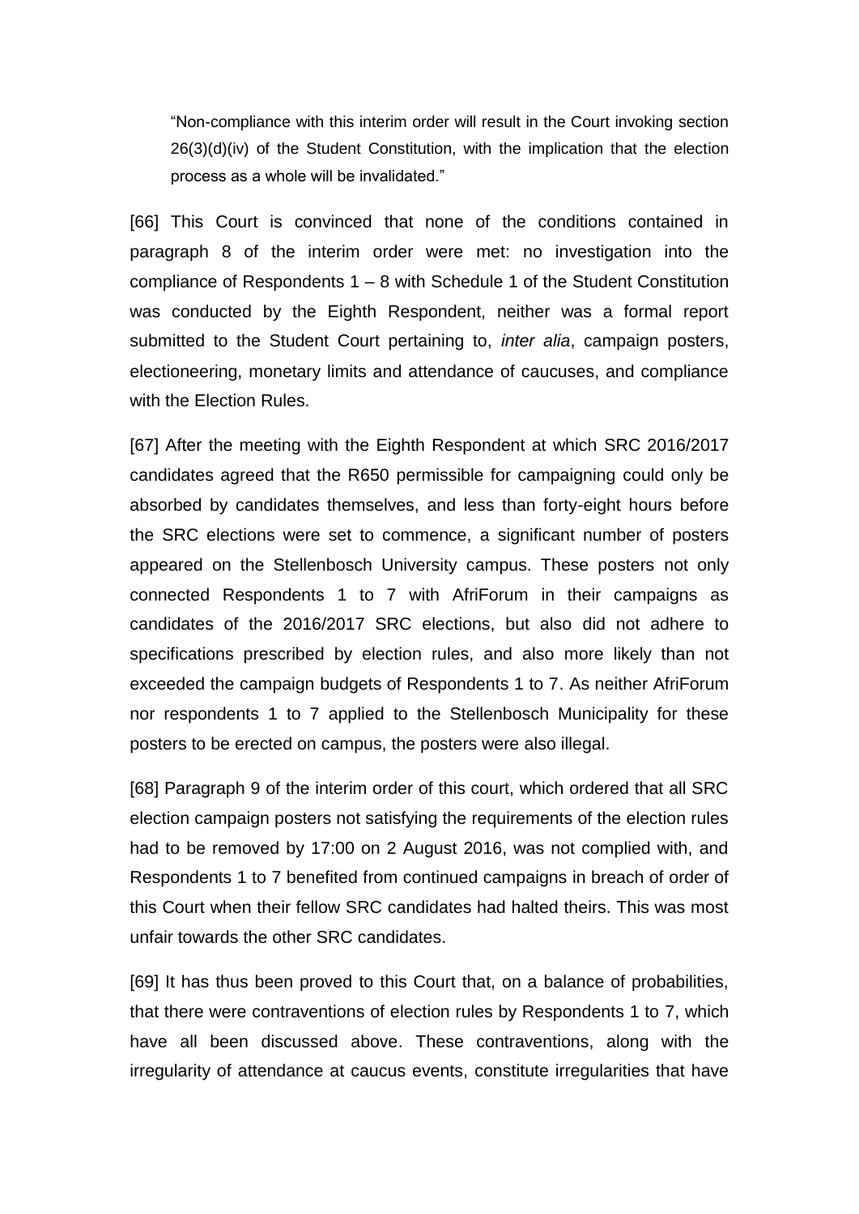> "Non-compliance with this interim order will result in the Court invoking section 26(3)(d)(iv) of the Student Constitution, with the implication that the election process as a whole will be invalidated."

[66] This Court is convinced that none of the conditions contained in paragraph 8 of the interim order were met: no investigation into the compliance of Respondents 1 – 8 with Schedule 1 of the Student Constitution was conducted by the Eighth Respondent, neither was a formal report submitted to the Student Court pertaining to, *inter alia*, campaign posters, electioneering, monetary limits and attendance of caucuses, and compliance with the Election Rules.

[67] After the meeting with the Eighth Respondent at which SRC 2016/2017 candidates agreed that the R650 permissible for campaigning could only be absorbed by candidates themselves, and less than forty-eight hours before the SRC elections were set to commence, a significant number of posters appeared on the Stellenbosch University campus. These posters not only connected Respondents 1 to 7 with AfriForum in their campaigns as candidates of the 2016/2017 SRC elections, but also did not adhere to specifications prescribed by election rules, and also more likely than not exceeded the campaign budgets of Respondents 1 to 7. As neither AfriForum nor respondents 1 to 7 applied to the Stellenbosch Municipality for these posters to be erected on campus, the posters were also illegal.

[68] Paragraph 9 of the interim order of this court, which ordered that all SRC election campaign posters not satisfying the requirements of the election rules had to be removed by 17:00 on 2 August 2016, was not complied with, and Respondents 1 to 7 benefited from continued campaigns in breach of order of this Court when their fellow SRC candidates had halted theirs. This was most unfair towards the other SRC candidates.

[69] It has thus been proved to this Court that, on a balance of probabilities, that there were contraventions of election rules by Respondents 1 to 7, which have all been discussed above. These contraventions, along with the irregularity of attendance at caucus events, constitute irregularities that have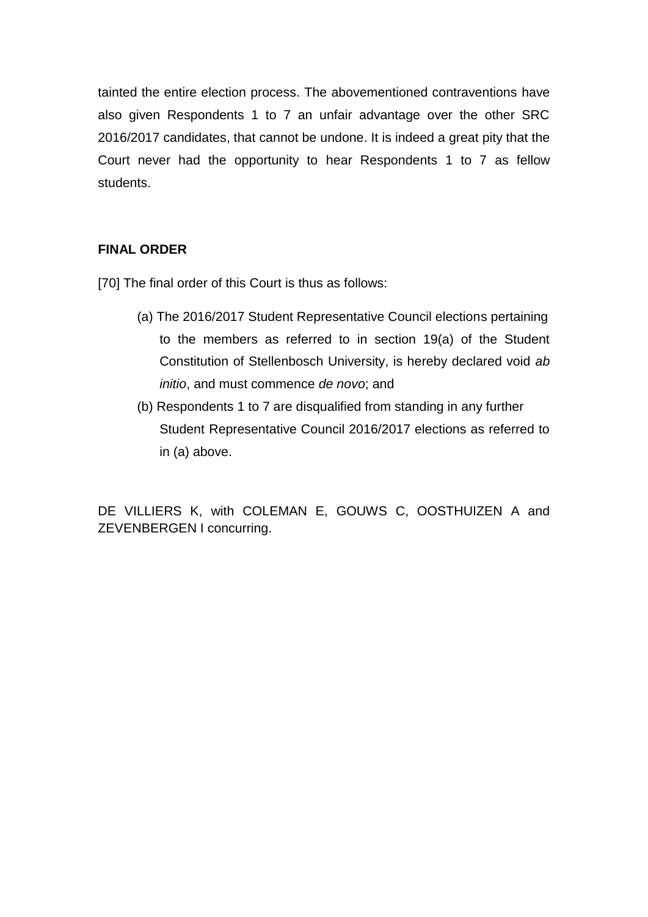tainted the entire election process. The abovementioned contraventions have also given Respondents 1 to 7 an unfair advantage over the other SRC 2016/2017 candidates, that cannot be undone. It is indeed a great pity that the Court never had the opportunity to hear Respondents 1 to 7 as fellow students.

**FINAL ORDER**

[70] The final order of this Court is thus as follows:

(a) The 2016/2017 Student Representative Council elections pertaining to the members as referred to in section 19(a) of the Student Constitution of Stellenbosch University, is hereby declared void *ab initio*, and must commence *de novo*; and

(b) Respondents 1 to 7 are disqualified from standing in any further Student Representative Council 2016/2017 elections as referred to in (a) above.

DE VILLIERS K, with COLEMAN E, GOUWS C, OOSTHUIZEN A and ZEVENBERGEN I concurring.